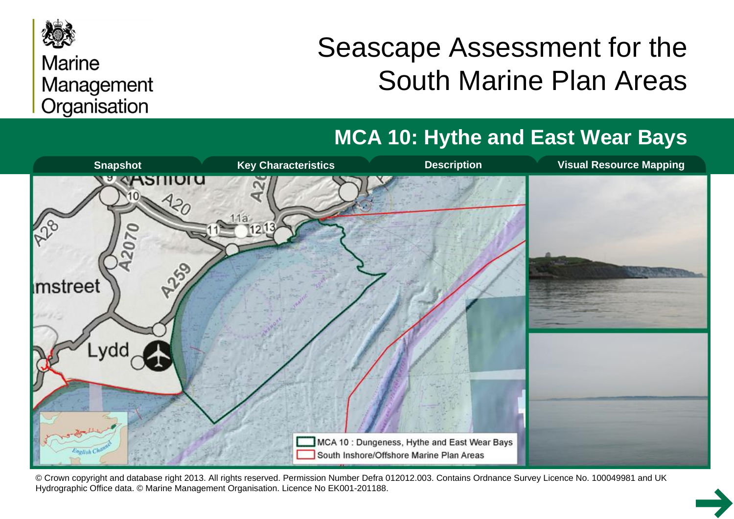Marine Management Organisation

# Seascape Assessment for the South Marine Plan Areas

## MCA 10: Hythe and East Wear Bays

Snapshot | Key Characteristics | Description | Visual Resource Mapping

MCA 10 : Dungeness, Hythe and East Wear Bays

South Inshore/Offshore Marine Plan Areas

© Crown copyright and database right 2013. All rights reserved. Permission Number Defra 012012.003. Contains Ordnance Survey Licence No. 100049981 and UK Hydrographic Office data. © Marine Management Organisation. Licence No EK001-201188.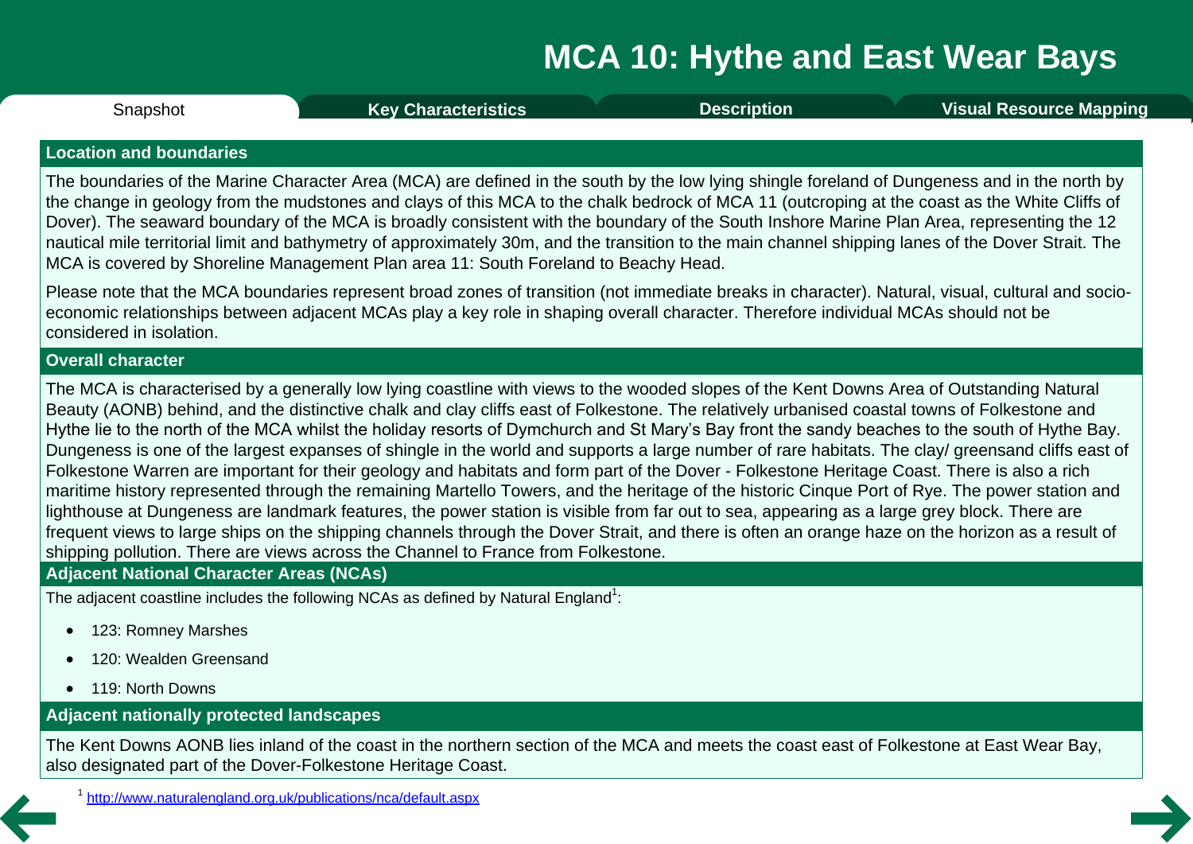# MCA 10: Hythe and East Wear Bays

Snapshot | Key Characteristics | Description | Visual Resource Mapping

## Location and boundaries

The boundaries of the Marine Character Area (MCA) are defined in the south by the low lying shingle foreland of Dungeness and in the north by the change in geology from the mudstones and clays of this MCA to the chalk bedrock of MCA 11 (outcroping at the coast as the White Cliffs of Dover). The seaward boundary of the MCA is broadly consistent with the boundary of the South Inshore Marine Plan Area, representing the 12 nautical mile territorial limit and bathymetry of approximately 30m, and the transition to the main channel shipping lanes of the Dover Strait. The MCA is covered by Shoreline Management Plan area 11: South Foreland to Beachy Head.

Please note that the MCA boundaries represent broad zones of transition (not immediate breaks in character). Natural, visual, cultural and socio-economic relationships between adjacent MCAs play a key role in shaping overall character. Therefore individual MCAs should not be considered in isolation.

## Overall character

The MCA is characterised by a generally low lying coastline with views to the wooded slopes of the Kent Downs Area of Outstanding Natural Beauty (AONB) behind, and the distinctive chalk and clay cliffs east of Folkestone. The relatively urbanised coastal towns of Folkestone and Hythe lie to the north of the MCA whilst the holiday resorts of Dymchurch and St Mary's Bay front the sandy beaches to the south of Hythe Bay. Dungeness is one of the largest expanses of shingle in the world and supports a large number of rare habitats. The clay/ greensand cliffs east of Folkestone Warren are important for their geology and habitats and form part of the Dover - Folkestone Heritage Coast. There is also a rich maritime history represented through the remaining Martello Towers, and the heritage of the historic Cinque Port of Rye. The power station and lighthouse at Dungeness are landmark features, the power station is visible from far out to sea, appearing as a large grey block. There are frequent views to large ships on the shipping channels through the Dover Strait, and there is often an orange haze on the horizon as a result of shipping pollution. There are views across the Channel to France from Folkestone.

## Adjacent National Character Areas (NCAs)

The adjacent coastline includes the following NCAs as defined by Natural England[1]:

- 123: Romney Marshes
- 120: Wealden Greensand
- 119: North Downs

## Adjacent nationally protected landscapes

The Kent Downs AONB lies inland of the coast in the northern section of the MCA and meets the coast east of Folkestone at East Wear Bay, also designated part of the Dover-Folkestone Heritage Coast.

[1] http://www.naturalengland.org.uk/publications/nca/default.aspx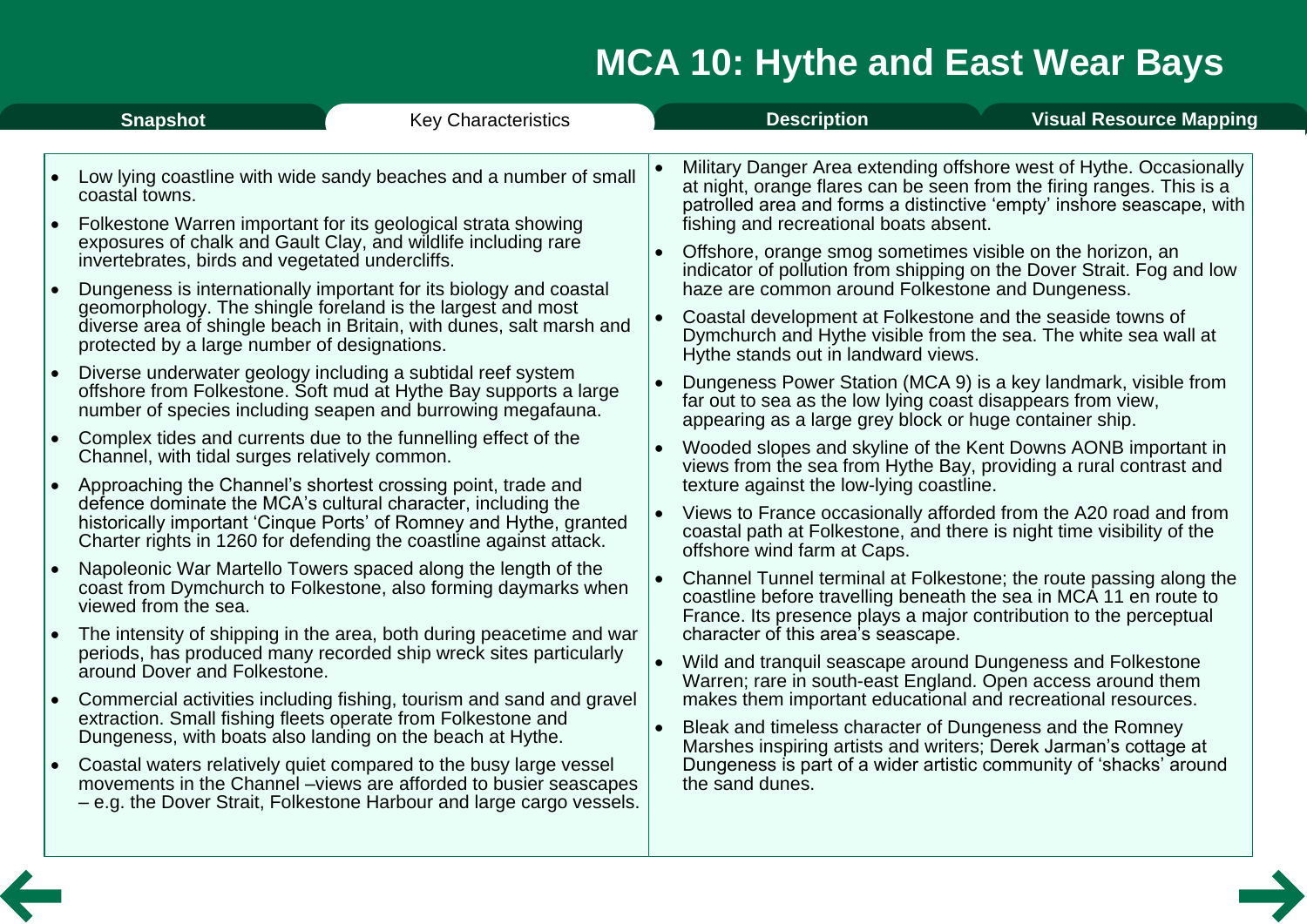# MCA 10: Hythe and East Wear Bays

Snapshot | Key Characteristics | Description | Visual Resource Mapping

- Low lying coastline with wide sandy beaches and a number of small coastal towns.
- Folkestone Warren important for its geological strata showing exposures of chalk and Gault Clay, and wildlife including rare invertebrates, birds and vegetated undercliffs.
- Dungeness is internationally important for its biology and coastal geomorphology. The shingle foreland is the largest and most diverse area of shingle beach in Britain, with dunes, salt marsh and protected by a large number of designations.
- Diverse underwater geology including a subtidal reef system offshore from Folkestone. Soft mud at Hythe Bay supports a large number of species including seapen and burrowing megafauna.
- Complex tides and currents due to the funnelling effect of the Channel, with tidal surges relatively common.
- Approaching the Channel's shortest crossing point, trade and defence dominate the MCA's cultural character, including the historically important 'Cinque Ports' of Romney and Hythe, granted Charter rights in 1260 for defending the coastline against attack.
- Napoleonic War Martello Towers spaced along the length of the coast from Dymchurch to Folkestone, also forming daymarks when viewed from the sea.
- The intensity of shipping in the area, both during peacetime and war periods, has produced many recorded ship wreck sites particularly around Dover and Folkestone.
- Commercial activities including fishing, tourism and sand and gravel extraction. Small fishing fleets operate from Folkestone and Dungeness, with boats also landing on the beach at Hythe.
- Coastal waters relatively quiet compared to the busy large vessel movements in the Channel –views are afforded to busier seascapes – e.g. the Dover Strait, Folkestone Harbour and large cargo vessels.
- Military Danger Area extending offshore west of Hythe. Occasionally at night, orange flares can be seen from the firing ranges. This is a patrolled area and forms a distinctive 'empty' inshore seascape, with fishing and recreational boats absent.
- Offshore, orange smog sometimes visible on the horizon, an indicator of pollution from shipping on the Dover Strait. Fog and low haze are common around Folkestone and Dungeness.
- Coastal development at Folkestone and the seaside towns of Dymchurch and Hythe visible from the sea. The white sea wall at Hythe stands out in landward views.
- Dungeness Power Station (MCA 9) is a key landmark, visible from far out to sea as the low lying coast disappears from view, appearing as a large grey block or huge container ship.
- Wooded slopes and skyline of the Kent Downs AONB important in views from the sea from Hythe Bay, providing a rural contrast and texture against the low-lying coastline.
- Views to France occasionally afforded from the A20 road and from coastal path at Folkestone, and there is night time visibility of the offshore wind farm at Caps.
- Channel Tunnel terminal at Folkestone; the route passing along the coastline before travelling beneath the sea in MCA 11 en route to France. Its presence plays a major contribution to the perceptual character of this area's seascape.
- Wild and tranquil seascape around Dungeness and Folkestone Warren; rare in south-east England. Open access around them makes them important educational and recreational resources.
- Bleak and timeless character of Dungeness and the Romney Marshes inspiring artists and writers; Derek Jarman's cottage at Dungeness is part of a wider artistic community of 'shacks' around the sand dunes.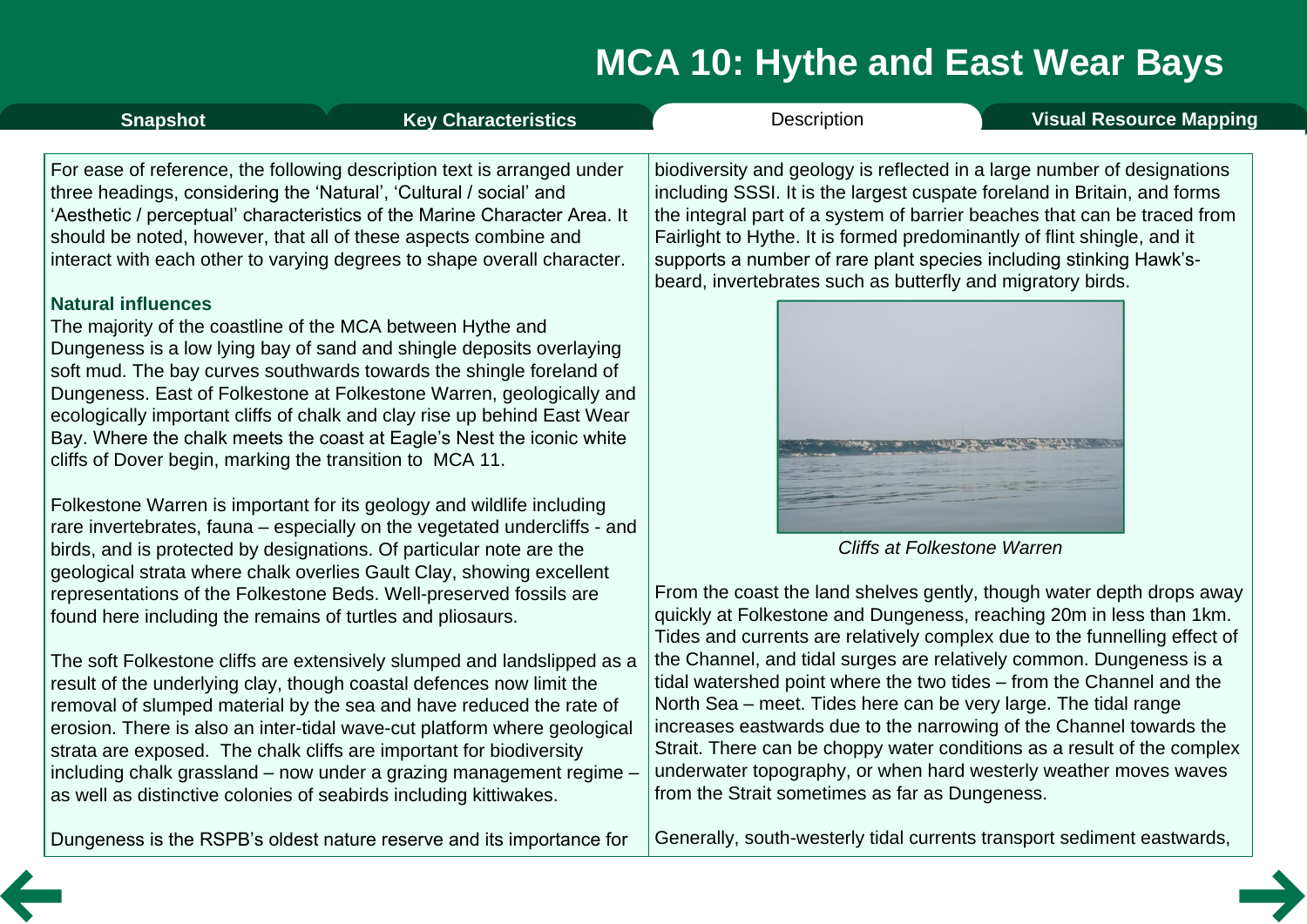# MCA 10: Hythe and East Wear Bays

For ease of reference, the following description text is arranged under three headings, considering the 'Natural', 'Cultural / social' and 'Aesthetic / perceptual' characteristics of the Marine Character Area. It should be noted, however, that all of these aspects combine and interact with each other to varying degrees to shape overall character.

**Natural influences**

The majority of the coastline of the MCA between Hythe and Dungeness is a low lying bay of sand and shingle deposits overlaying soft mud. The bay curves southwards towards the shingle foreland of Dungeness. East of Folkestone at Folkestone Warren, geologically and ecologically important cliffs of chalk and clay rise up behind East Wear Bay. Where the chalk meets the coast at Eagle's Nest the iconic white cliffs of Dover begin, marking the transition to MCA 11.

Folkestone Warren is important for its geology and wildlife including rare invertebrates, fauna – especially on the vegetated undercliffs - and birds, and is protected by designations. Of particular note are the geological strata where chalk overlies Gault Clay, showing excellent representations of the Folkestone Beds. Well-preserved fossils are found here including the remains of turtles and pliosaurs.

The soft Folkestone cliffs are extensively slumped and landslipped as a result of the underlying clay, though coastal defences now limit the removal of slumped material by the sea and have reduced the rate of erosion. There is also an inter-tidal wave-cut platform where geological strata are exposed. The chalk cliffs are important for biodiversity including chalk grassland – now under a grazing management regime – as well as distinctive colonies of seabirds including kittiwakes.

Dungeness is the RSPB's oldest nature reserve and its importance for biodiversity and geology is reflected in a large number of designations including SSSI. It is the largest cuspate foreland in Britain, and forms the integral part of a system of barrier beaches that can be traced from Fairlight to Hythe. It is formed predominantly of flint shingle, and it supports a number of rare plant species including stinking Hawk's-beard, invertebrates such as butterfly and migratory birds.

*Cliffs at Folkestone Warren*

From the coast the land shelves gently, though water depth drops away quickly at Folkestone and Dungeness, reaching 20m in less than 1km. Tides and currents are relatively complex due to the funnelling effect of the Channel, and tidal surges are relatively common. Dungeness is a tidal watershed point where the two tides – from the Channel and the North Sea – meet. Tides here can be very large. The tidal range increases eastwards due to the narrowing of the Channel towards the Strait. There can be choppy water conditions as a result of the complex underwater topography, or when hard westerly weather moves waves from the Strait sometimes as far as Dungeness.

Generally, south-westerly tidal currents transport sediment eastwards,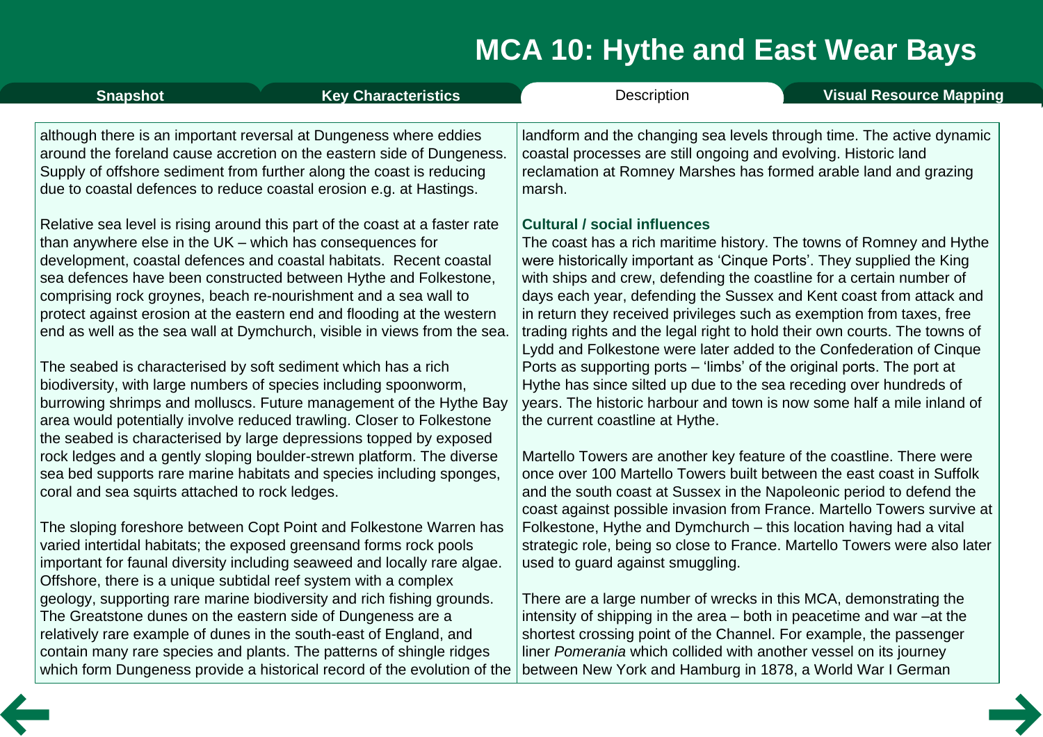although there is an important reversal at Dungeness where eddies around the foreland cause accretion on the eastern side of Dungeness. Supply of offshore sediment from further along the coast is reducing due to coastal defences to reduce coastal erosion e.g. at Hastings.

Relative sea level is rising around this part of the coast at a faster rate than anywhere else in the UK – which has consequences for development, coastal defences and coastal habitats. Recent coastal sea defences have been constructed between Hythe and Folkestone, comprising rock groynes, beach re-nourishment and a sea wall to protect against erosion at the eastern end and flooding at the western end as well as the sea wall at Dymchurch, visible in views from the sea.

The seabed is characterised by soft sediment which has a rich biodiversity, with large numbers of species including spoonworm, burrowing shrimps and molluscs. Future management of the Hythe Bay area would potentially involve reduced trawling. Closer to Folkestone the seabed is characterised by large depressions topped by exposed rock ledges and a gently sloping boulder-strewn platform. The diverse sea bed supports rare marine habitats and species including sponges, coral and sea squirts attached to rock ledges.

The sloping foreshore between Copt Point and Folkestone Warren has varied intertidal habitats; the exposed greensand forms rock pools important for faunal diversity including seaweed and locally rare algae. Offshore, there is a unique subtidal reef system with a complex geology, supporting rare marine biodiversity and rich fishing grounds. The Greatstone dunes on the eastern side of Dungeness are a relatively rare example of dunes in the south-east of England, and contain many rare species and plants. The patterns of shingle ridges which form Dungeness provide a historical record of the evolution of the landform and the changing sea levels through time. The active dynamic coastal processes are still ongoing and evolving. Historic land reclamation at Romney Marshes has formed arable land and grazing marsh.

### Cultural / social influences

The coast has a rich maritime history. The towns of Romney and Hythe were historically important as 'Cinque Ports'. They supplied the King with ships and crew, defending the coastline for a certain number of days each year, defending the Sussex and Kent coast from attack and in return they received privileges such as exemption from taxes, free trading rights and the legal right to hold their own courts. The towns of Lydd and Folkestone were later added to the Confederation of Cinque Ports as supporting ports – 'limbs' of the original ports. The port at Hythe has since silted up due to the sea receding over hundreds of years. The historic harbour and town is now some half a mile inland of the current coastline at Hythe.

Martello Towers are another key feature of the coastline. There were once over 100 Martello Towers built between the east coast in Suffolk and the south coast at Sussex in the Napoleonic period to defend the coast against possible invasion from France. Martello Towers survive at Folkestone, Hythe and Dymchurch – this location having had a vital strategic role, being so close to France. Martello Towers were also later used to guard against smuggling.

There are a large number of wrecks in this MCA, demonstrating the intensity of shipping in the area – both in peacetime and war –at the shortest crossing point of the Channel. For example, the passenger liner *Pomerania* which collided with another vessel on its journey between New York and Hamburg in 1878, a World War I German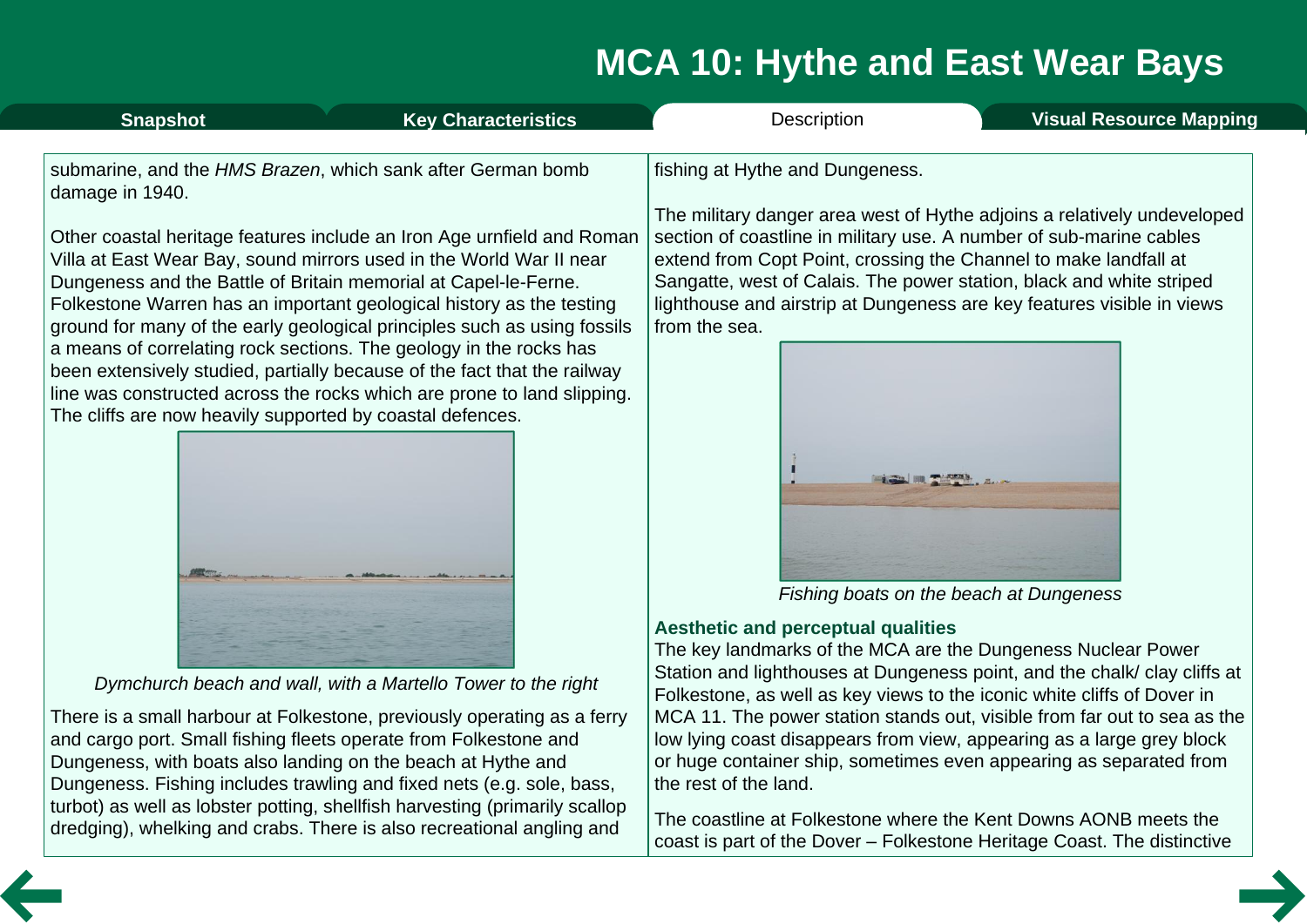# MCA 10: Hythe and East Wear Bays

submarine, and the *HMS Brazen*, which sank after German bomb damage in 1940.

Other coastal heritage features include an Iron Age urnfield and Roman Villa at East Wear Bay, sound mirrors used in the World War II near Dungeness and the Battle of Britain memorial at Capel-le-Ferne. Folkestone Warren has an important geological history as the testing ground for many of the early geological principles such as using fossils a means of correlating rock sections. The geology in the rocks has been extensively studied, partially because of the fact that the railway line was constructed across the rocks which are prone to land slipping. The cliffs are now heavily supported by coastal defences.

*Dymchurch beach and wall, with a Martello Tower to the right*

There is a small harbour at Folkestone, previously operating as a ferry and cargo port. Small fishing fleets operate from Folkestone and Dungeness, with boats also landing on the beach at Hythe and Dungeness. Fishing includes trawling and fixed nets (e.g. sole, bass, turbot) as well as lobster potting, shellfish harvesting (primarily scallop dredging), whelking and crabs. There is also recreational angling and fishing at Hythe and Dungeness.

The military danger area west of Hythe adjoins a relatively undeveloped section of coastline in military use. A number of sub-marine cables extend from Copt Point, crossing the Channel to make landfall at Sangatte, west of Calais. The power station, black and white striped lighthouse and airstrip at Dungeness are key features visible in views from the sea.

*Fishing boats on the beach at Dungeness*

### Aesthetic and perceptual qualities

The key landmarks of the MCA are the Dungeness Nuclear Power Station and lighthouses at Dungeness point, and the chalk/ clay cliffs at Folkestone, as well as key views to the iconic white cliffs of Dover in MCA 11. The power station stands out, visible from far out to sea as the low lying coast disappears from view, appearing as a large grey block or huge container ship, sometimes even appearing as separated from the rest of the land.

The coastline at Folkestone where the Kent Downs AONB meets the coast is part of the Dover – Folkestone Heritage Coast. The distinctive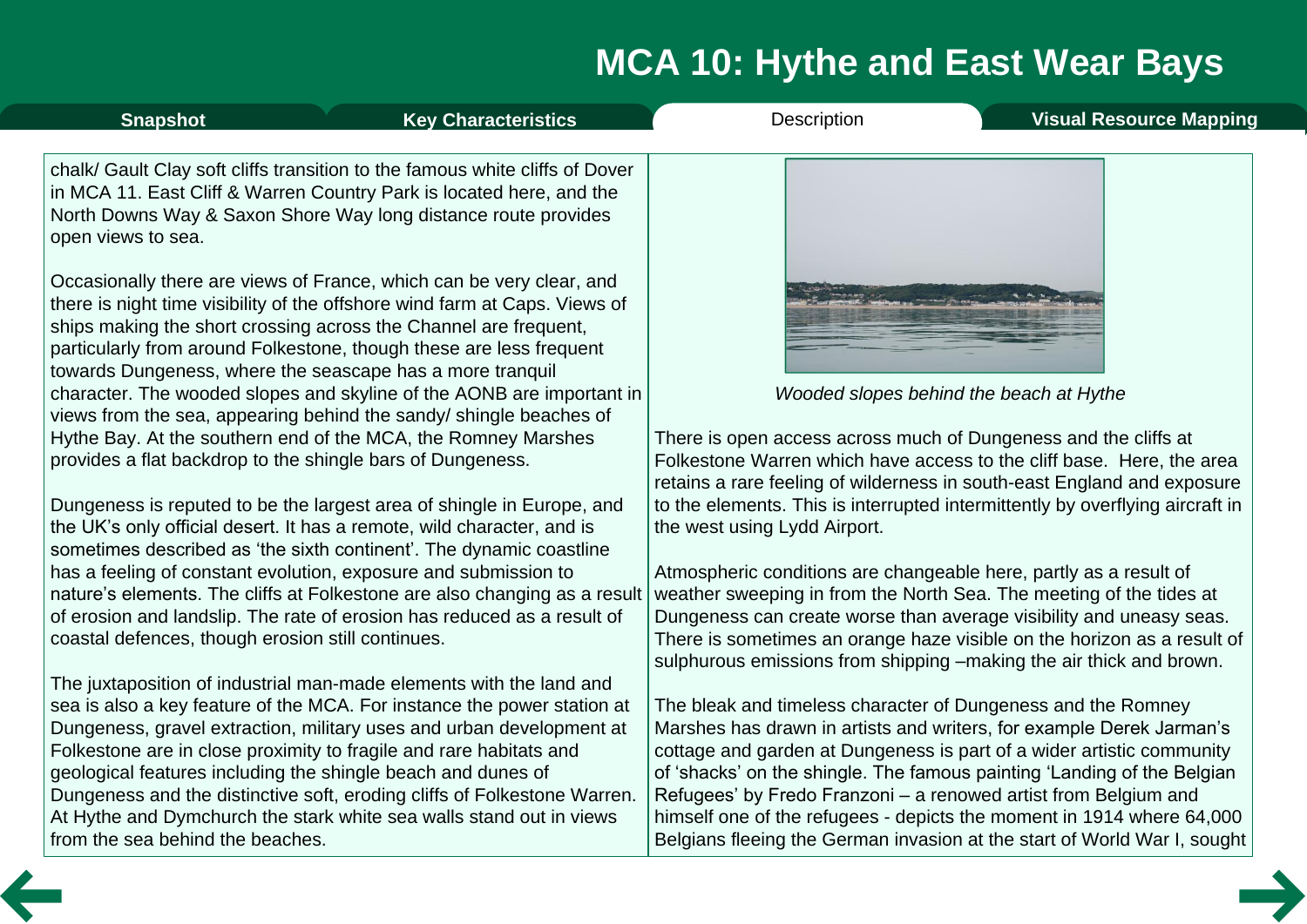# MCA 10: Hythe and East Wear Bays

Snapshot | Key Characteristics | Description | Visual Resource Mapping

chalk/ Gault Clay soft cliffs transition to the famous white cliffs of Dover in MCA 11. East Cliff & Warren Country Park is located here, and the North Downs Way & Saxon Shore Way long distance route provides open views to sea.

Occasionally there are views of France, which can be very clear, and there is night time visibility of the offshore wind farm at Caps. Views of ships making the short crossing across the Channel are frequent, particularly from around Folkestone, though these are less frequent towards Dungeness, where the seascape has a more tranquil character. The wooded slopes and skyline of the AONB are important in views from the sea, appearing behind the sandy/ shingle beaches of Hythe Bay. At the southern end of the MCA, the Romney Marshes provides a flat backdrop to the shingle bars of Dungeness.

Dungeness is reputed to be the largest area of shingle in Europe, and the UK's only official desert. It has a remote, wild character, and is sometimes described as 'the sixth continent'. The dynamic coastline has a feeling of constant evolution, exposure and submission to nature's elements. The cliffs at Folkestone are also changing as a result of erosion and landslip. The rate of erosion has reduced as a result of coastal defences, though erosion still continues.

The juxtaposition of industrial man-made elements with the land and sea is also a key feature of the MCA. For instance the power station at Dungeness, gravel extraction, military uses and urban development at Folkestone are in close proximity to fragile and rare habitats and geological features including the shingle beach and dunes of Dungeness and the distinctive soft, eroding cliffs of Folkestone Warren. At Hythe and Dymchurch the stark white sea walls stand out in views from the sea behind the beaches.

*Wooded slopes behind the beach at Hythe*

There is open access across much of Dungeness and the cliffs at Folkestone Warren which have access to the cliff base. Here, the area retains a rare feeling of wilderness in south-east England and exposure to the elements. This is interrupted intermittently by overflying aircraft in the west using Lydd Airport.

Atmospheric conditions are changeable here, partly as a result of weather sweeping in from the North Sea. The meeting of the tides at Dungeness can create worse than average visibility and uneasy seas. There is sometimes an orange haze visible on the horizon as a result of sulphurous emissions from shipping –making the air thick and brown.

The bleak and timeless character of Dungeness and the Romney Marshes has drawn in artists and writers, for example Derek Jarman's cottage and garden at Dungeness is part of a wider artistic community of 'shacks' on the shingle. The famous painting 'Landing of the Belgian Refugees' by Fredo Franzoni – a renowned artist from Belgium and himself one of the refugees - depicts the moment in 1914 where 64,000 Belgians fleeing the German invasion at the start of World War I, sought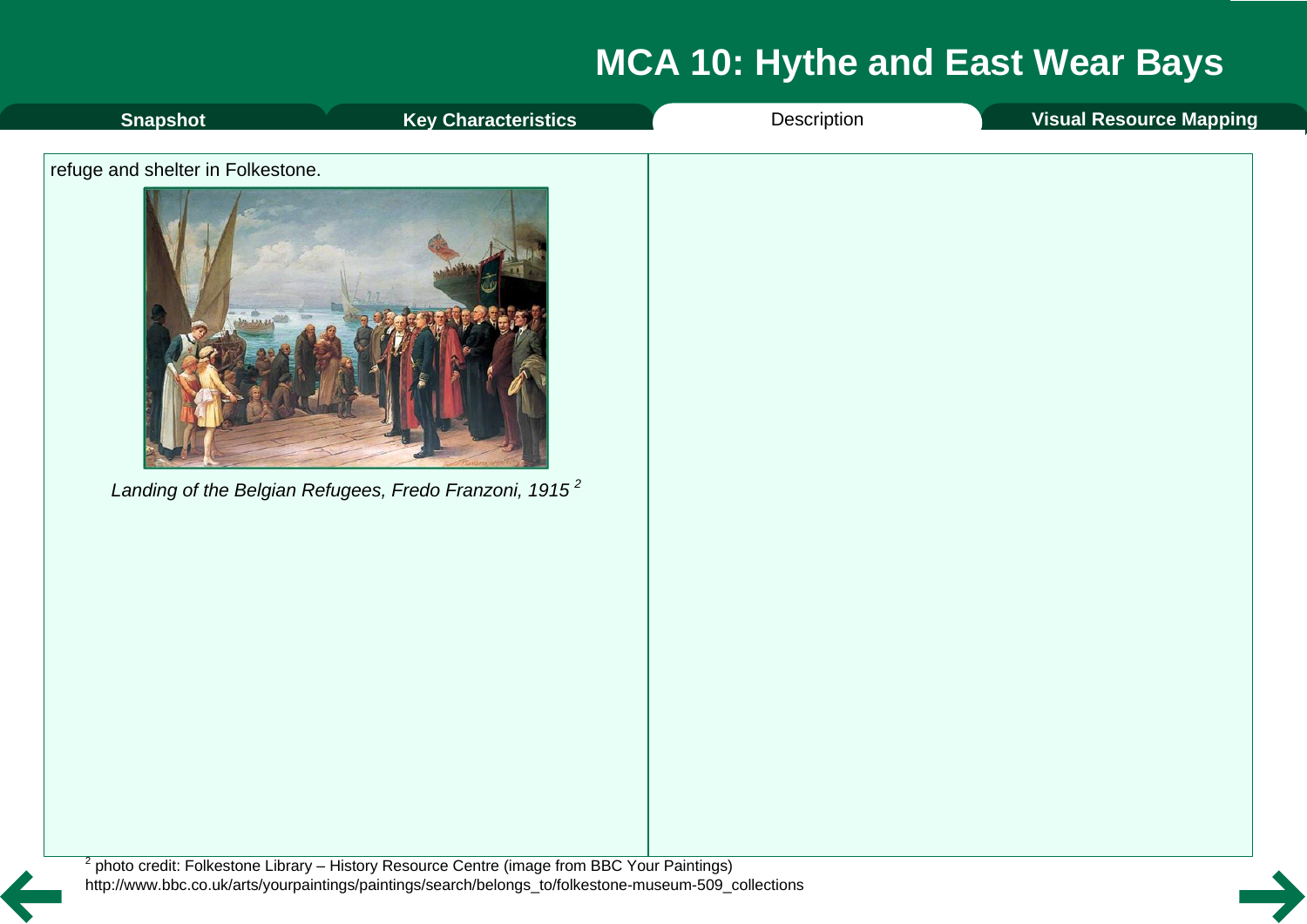refuge and shelter in Folkestone.

*Landing of the Belgian Refugees, Fredo Franzoni, 1915* [2]

[2] photo credit: Folkestone Library – History Resource Centre (image from BBC Your Paintings) http://www.bbc.co.uk/arts/yourpaintings/paintings/search/belongs_to/folkestone-museum-509_collections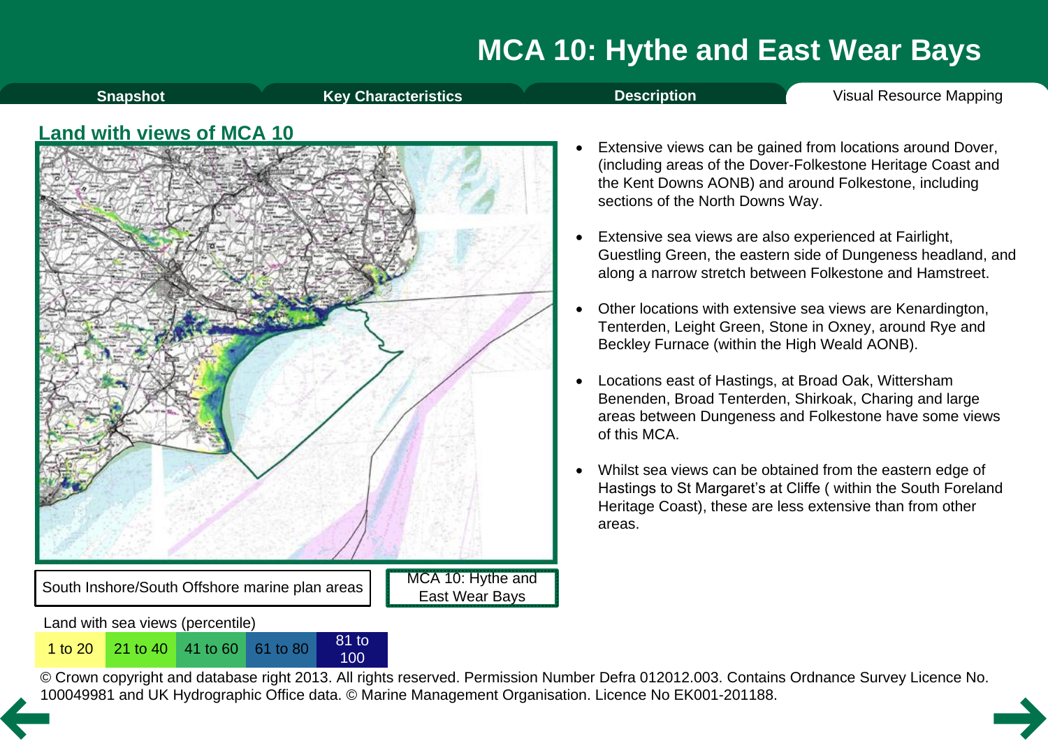# MCA 10: Hythe and East Wear Bays

Snapshot | Key Characteristics | Description | Visual Resource Mapping

## Land with views of MCA 10

South Inshore/South Offshore marine plan areas

MCA 10: Hythe and East Wear Bays

Land with sea views (percentile)

| 1 to 20 | 21 to 40 | 41 to 60 | 61 to 80 | 81 to 100 |
|---|---|---|---|---|

© Crown copyright and database right 2013. All rights reserved. Permission Number Defra 012012.003. Contains Ordnance Survey Licence No. 100049981 and UK Hydrographic Office data. © Marine Management Organisation. Licence No EK001-201188.

- Extensive views can be gained from locations around Dover, (including areas of the Dover-Folkestone Heritage Coast and the Kent Downs AONB) and around Folkestone, including sections of the North Downs Way.
- Extensive sea views are also experienced at Fairlight, Guestling Green, the eastern side of Dungeness headland, and along a narrow stretch between Folkestone and Hamstreet.
- Other locations with extensive sea views are Kenardington, Tenterden, Leight Green, Stone in Oxney, around Rye and Beckley Furnace (within the High Weald AONB).
- Locations east of Hastings, at Broad Oak, Wittersham Benenden, Broad Tenterden, Shirkoak, Charing and large areas between Dungeness and Folkestone have some views of this MCA.
- Whilst sea views can be obtained from the eastern edge of Hastings to St Margaret's at Cliffe ( within the South Foreland Heritage Coast), these are less extensive than from other areas.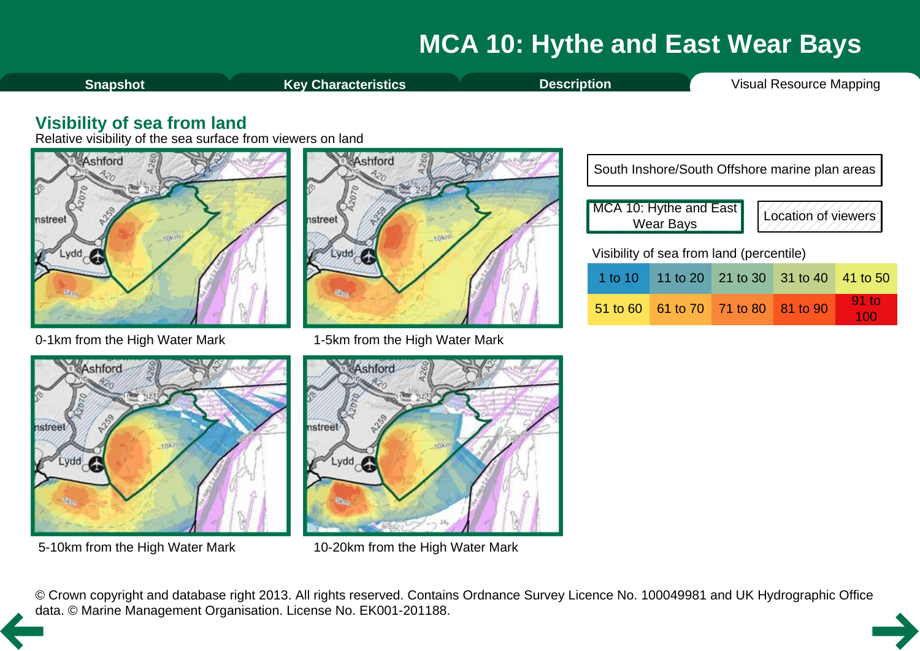# MCA 10: Hythe and East Wear Bays

Snapshot | Key Characteristics | Description | Visual Resource Mapping

## Visibility of sea from land

Relative visibility of the sea surface from viewers on land

0-1km from the High Water Mark

1-5km from the High Water Mark

5-10km from the High Water Mark

10-20km from the High Water Mark

South Inshore/South Offshore marine plan areas

MCA 10: Hythe and East Wear Bays

Location of viewers

Visibility of sea from land (percentile)

| | | | | |
|---|---|---|---|---|
| 1 to 10 | 11 to 20 | 21 to 30 | 31 to 40 | 41 to 50 |
| 51 to 60 | 61 to 70 | 71 to 80 | 81 to 90 | 91 to 100 |

© Crown copyright and database right 2013. All rights reserved. Contains Ordnance Survey Licence No. 100049981 and UK Hydrographic Office data. © Marine Management Organisation. License No. EK001-201188.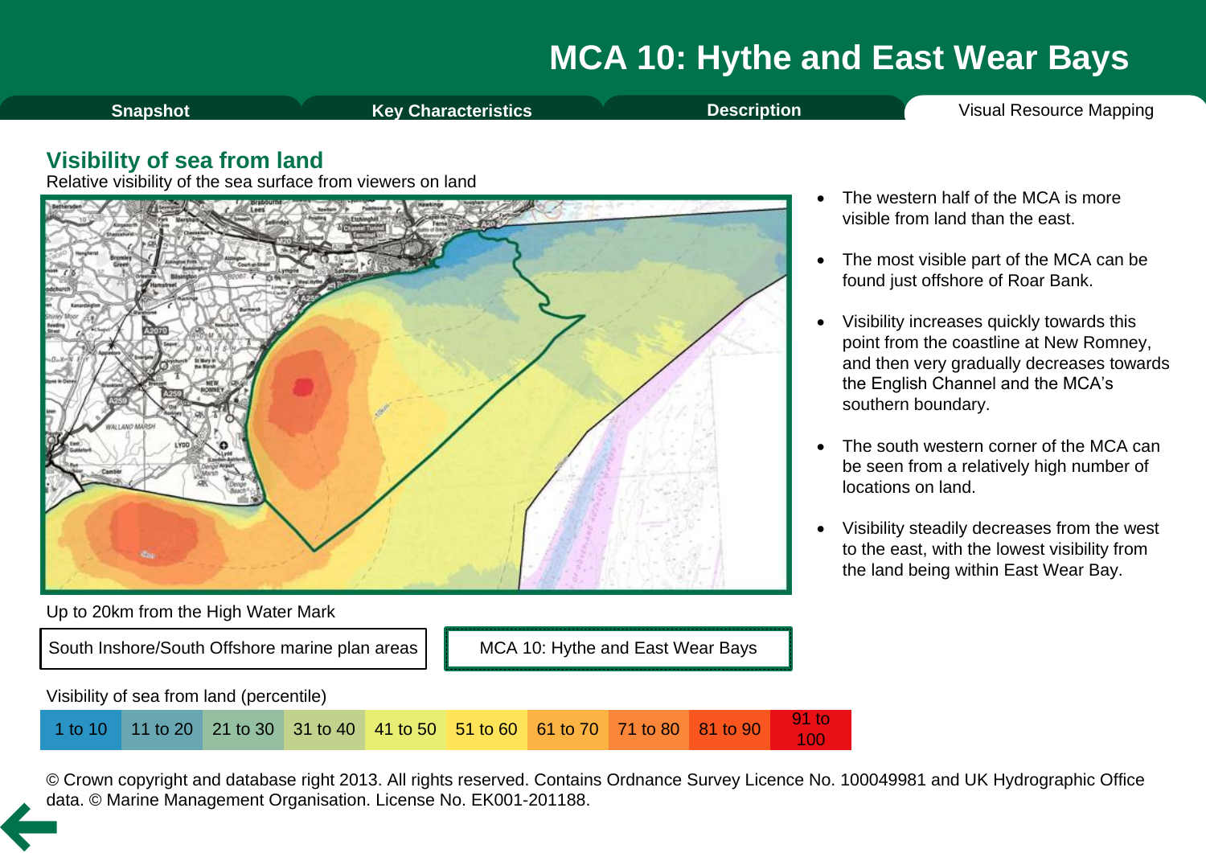# MCA 10: Hythe and East Wear Bays

Snapshot | Key Characteristics | Description | Visual Resource Mapping

## Visibility of sea from land

Relative visibility of the sea surface from viewers on land

- The western half of the MCA is more visible from land than the east.
- The most visible part of the MCA can be found just offshore of Roar Bank.
- Visibility increases quickly towards this point from the coastline at New Romney, and then very gradually decreases towards the English Channel and the MCA's southern boundary.
- The south western corner of the MCA can be seen from a relatively high number of locations on land.
- Visibility steadily decreases from the west to the east, with the lowest visibility from the land being within East Wear Bay.

Up to 20km from the High Water Mark

South Inshore/South Offshore marine plan areas

MCA 10: Hythe and East Wear Bays

Visibility of sea from land (percentile)

1 to 10
11 to 20
21 to 30
31 to 40
41 to 50
51 to 60
61 to 70
71 to 80
81 to 90
91 to 100

© Crown copyright and database right 2013. All rights reserved. Contains Ordnance Survey Licence No. 100049981 and UK Hydrographic Office data. © Marine Management Organisation. License No. EK001-201188.